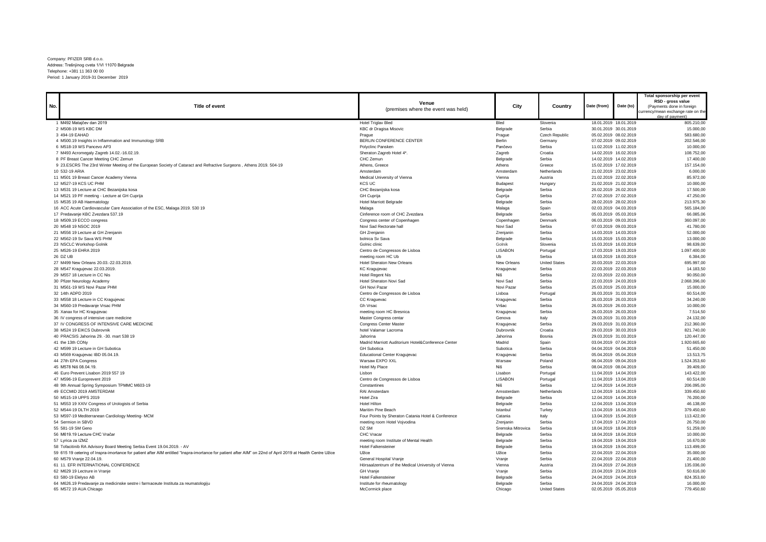Company: PFIZER SRB d.o.o.
Address: Trešnjinog cveta 1/VI 11070 Belgrade
Telephone: +381 11 363 00 00
Period: 1 January 2019-31 December 2019

| No. | Title of event | Venue (premises where the event was held) | City | Country | Date (from) | Date (to) | Total sponsorship per event RSD - gross value (Payments done in foreign currency/mean exchange rate on the day of payment) |
|---|---|---|---|---|---|---|---|
| 1 | M492 Matajčev dan 2019 | Hotel Triglav Bled | Bled | Slovenia | 18.01.2019 | 18.01.2019 | 805.210,00 |
| 2 | M508-19 WS KBC DM | KBC dr Dragisa Misovic | Belgrade | Serbia | 30.01.2019 | 30.01.2019 | 15.000,00 |
| 3 | 494-19 EAHAD | Prague | Prague | Czech Republic | 05.02.2019 | 08.02.2019 | 583.680,00 |
| 4 | M500.19 Insights in Inflammation and Immunology SRB | BERLIN CONFERENCE CENTER | Berlin | Germany | 07.02.2019 | 09.02.2019 | 202.546,00 |
| 6 | M518-19 WS Pancevo AP3 | Polyclinc Pansken | Pančevo | Serbia | 11.02.2019 | 11.02.2019 | 10.000,00 |
| 7 | M493 Acromegaly Zagreb 14.02.-16.02.19. | Sheraton Zagreb Hotel 4*. | Zagreb | Croatia | 14.02.2019 | 16.02.2019 | 108.752,00 |
| 8 | PF Breast Cancer Meeting CHC Zemun | CHC Zemun | Belgrade | Serbia | 14.02.2019 | 14.02.2019 | 17.400,00 |
| 9 | 23.ESCRS The 23rd Winter Meeting of the European Society of Cataract and Refractive Surgeons , Athens 2019. 504-19 | Athens, Greece | Athens | Greece | 15.02.2019 | 17.02.2019 | 157.154,00 |
| 10 | 532-19 ARIA | Amsterdam | Amsterdam | Netherlands | 21.02.2019 | 23.02.2019 | 6.000,00 |
| 11 | M501 19 Breast Cancer Academy Vienna | Medical University of Vienna | Vienna | Austria | 21.02.2019 | 22.02.2019 | 85.972,00 |
| 12 | M527-19 KCS UC PHM | KCS UC | Budapest | Hungary | 21.02.2019 | 21.02.2019 | 10.000,00 |
| 13 | M531 19 Lecture at CHC Bezanijska kosa | CHC Bezanijska kosa | Belgrade | Serbia | 26.02.2019 | 26.02.2019 | 17.500,00 |
| 14 | M521 19 PF meeting - Lecture at GH Cuprija | GH Cuprija | Ćuprija | Serbia | 27.02.2019 | 27.02.2019 | 47.250,00 |
| 15 | M535 19 AB Haematology | Hotel Marriott Belgrade | Belgrade | Serbia | 28.02.2019 | 28.02.2019 | 213.975,30 |
| 16 | ACC Acute Cardiovascular Care Association of the ESC, Malaga 2019. 530 19 | Malaga | Malaga | Spain | 02.03.2019 | 04.03.2019 | 565.184,00 |
| 17 | Predavanje KBC Zvezdara 537.19 | Cinference room of CHC Zvezdara | Belgrade | Serbia | 05.03.2019 | 05.03.2019 | 66.085,06 |
| 18 | M509.19 ECCO congress | Congress center of Copenhagen | Copenhagen | Denmark | 06.03.2019 | 09.03.2019 | 360.097,00 |
| 20 | M548 19 NSOC 2019 | Novi Sad Rectorate hall | Novi Sad | Serbia | 07.03.2019 | 09.03.2019 | 41.780,00 |
| 21 | M556 19 Lecture at GH Zrenjanin | GH Zrenjanin | Zrenjanin | Serbia | 14.03.2019 | 14.03.2019 | 52.000,00 |
| 22 | M562-19 Sv Sava WS PHM | bolnica Sv Sava | Belgrade | Serbia | 15.03.2019 | 15.03.2019 | 13.000,00 |
| 23 | NSCLC Workshop Golnik | Golnic clinic | Golnik | Slovenia | 15.03.2019 | 16.03.2019 | 98.639,00 |
| 25 | M526-19 EHRA 2019 | Centro de Congressos de Lisboa | LISABON | Portugal | 17.03.2019 | 19.03.2019 | 1.097.400,00 |
| 26 | DZ UB | meeting room HC Ub | Ub | Serbia | 18.03.2019 | 18.03.2019 | 6.384,00 |
| 27 | M499 New Orleans 20.03.-22.03.2019. | Hotel Sheraton New Orleans | New Orleans | United States | 20.03.2019 | 22.03.2019 | 695.997,00 |
| 28 | M547 Kragujevac 22.03.2019. | KC Kragujevac | Kragujevac | Serbia | 22.03.2019 | 22.03.2019 | 14.183,50 |
| 29 | M557 18 Lecture in CC Nis | Hotel Regent Nis | Niš | Serbia | 22.03.2019 | 22.03.2019 | 90.050,00 |
| 30 | Pfizer Neurology Academy | Hotel Sheraton Novi Sad | Novi Sad | Serbia | 22.03.2019 | 24.03.2019 | 2.068.396,00 |
| 31 | M561-19 WS Novi Pazar PHM | GH Novi Pazar | Novi Pazar | Serbia | 25.03.2019 | 25.03.2019 | 15.000,00 |
| 32 | 14th ADPD 2019 | Centro de Congressos de Lisboa | Lisboa | Portugal | 26.03.2019 | 31.03.2019 | 60.514,00 |
| 33 | M558 18 Lecture in CC Kragujevac | CC Kraguevac | Kragujevac | Serbia | 26.03.2019 | 26.03.2019 | 34.240,00 |
| 34 | M560-19 Predavanje Vrsac PHM | Gh Vrsac | Vršac | Serbia | 26.03.2019 | 26.03.2019 | 10.000,00 |
| 35 | Xanax for HC Kragujevac | meeting room HC Bresnica | Kragujevac | Serbia | 26.03.2019 | 26.03.2019 | 7.514,50 |
| 36 | IV congress of intensive care medicine | Master Congress centar | Genova | Italy | 29.03.2019 | 31.03.2019 | 24.132,00 |
| 37 | IV CONGRESS OF INTENSIVE CARE MEDICINE | Congress Center Master | Kragujevac | Serbia | 29.03.2019 | 31.03.2019 | 212.360,00 |
| 38 | M524 19 EIKCS Dubrovnik | hotel Valamar Lacroma | Dubrovnik | Croatia | 29.03.2019 | 30.03.2019 | 821.740,00 |
| 40 | PRACSIS Jahorina 29. -30. mart 538 19 | Jahorina | Jahorina | Bosnia | 29.03.2019 | 31.03.2019 | 120.447,00 |
| 41 | the 13th CONy | Madrid Marriott Auditorium Hotel&Conference Center | Madrid | Spain | 03.04.2019 | 07.04.2019 | 1.920.665,60 |
| 42 | M599 19 Lecture in GH Subotica | GH Subotica | Subotica | Serbia | 04.04.2019 | 04.04.2019 | 51.450,00 |
| 43 | M569 Kragujevac IBD 05.04.19. | Educational Center Kragujevac | Kragujevac | Serbia | 05.04.2019 | 05.04.2019 | 13.513,75 |
| 44 | 27th EPA Congress | Warsaw EXPO XXL | Warsaw | Poland | 06.04.2019 | 09.04.2019 | 1.524.353,60 |
| 45 | M578 Niš 08.04.19. | Hotel My Place | Niš | Serbia | 08.04.2019 | 08.04.2019 | 39.409,00 |
| 46 | Euro Prevent Lisabon 2019 557 19 | Lisbon | Lisbon | Portugal | 11.04.2019 | 14.04.2019 | 143.422,00 |
| 47 | M596-19 Europrevent 2019 | Centro de Congressos de Lisboa | LISABON | Portugal | 11.04.2019 | 13.04.2019 | 60.514,00 |
| 48 | 9th Annual Spring Symposium TPMMC M603-19 | Constantines | Niš | Serbia | 12.04.2019 | 14.04.2019 | 206.095,00 |
| 49 | ECCMID 2019 AMSTERDAM | RAI Amsterdam | Amssterdam | Netherlands | 12.04.2019 | 16.04.2019 | 339.450,60 |
| 50 | M515-19 UPPS 2019 | Hotel Zira | Belgrade | Serbia | 12.04.2019 | 14.04.2019 | 76.200,00 |
| 51 | M553 19 XXIV Congress of Urologists of Serbia | Hotel Hilton | Belgrade | Serbia | 12.04.2019 | 13.04.2019 | 46.138,00 |
| 52 | M544-19 DLTH 2019 | Maritim Pine Beach | Istanbul | Turkey | 13.04.2019 | 16.04.2019 | 379.450,60 |
| 53 | M597-19 Mediterranean Cardiology Meeting- MCM | Four Points by Sheraton Catania Hotel & Conference | Catania | Italy | 13.04.2019 | 15.04.2019 | 113.422,00 |
| 54 | Sermion in SBVD | meeting room Hotel Vojvodina | Zrenjanin | Serbia | 17.04.2019 | 17.04.2019 | 26.750,00 |
| 55 | 581-19 SM Geno | DZ SM | Sremska Mitrovica | Serbia | 18.04.2019 | 18.04.2019 | 51.259,00 |
| 56 | M619.19 Lecture CHC Vračar | CHC Vracar | Belgrade | Serbia | 18.04.2019 | 18.04.2019 | 10.000,00 |
| 57 | Lyrica za IZMZ | meeting room Institute of Mental Health | Belgrade | Serbia | 19.04.2019 | 19.04.2019 | 16.670,00 |
| 58 | Tofacitinib RA Advisory Board Meeting Serbia Event 19.04.2019. - AV | Hotel Falkensteiner | Belgrade | Serbia | 19.04.2019 | 19.04.2019 | 113.499,00 |
| 59 | 615 19 cetering of Inspra-imortance for patient after AIM entitled "Inspra-imortance for patient after AIM" on 22nd of April 2019 at Health Centre Užice | Užice | Užice | Serbia | 22.04.2019 | 22.04.2019 | 35.000,00 |
| 60 | M579 Vranje 22.04.19. | General Hospital Vranje | Vranje | Serbia | 22.04.2019 | 22.04.2019 | 21.400,00 |
| 61 | 11. EFR INTERNATIONAL CONFERENCE | Hörsaalzentrum of the Medical University of Vienna | Vienna | Austria | 23.04.2019 | 27.04.2019 | 135.036,00 |
| 62 | M629 19 Lectrure in Vranje | GH Vranje | Vranje | Serbia | 23.04.2019 | 23.04.2019 | 50.616,00 |
| 63 | 580-19 Elelyso AB | Hotel Falkensteiner | Belgrade | Serbia | 24.04.2019 | 24.04.2019 | 824.353,60 |
| 64 | M626.19 Predavanje za medicinske sestre i farmaceute Instituta za reumatologiju | Institute for rheumatology | Belgrade | Serbia | 24.04.2019 | 24.04.2019 | 16.000,00 |
| 65 | M572 19 AUA Chicago | McCormick place | Chicago | United States | 02.05.2019 | 05.05.2019 | 779.450,60 |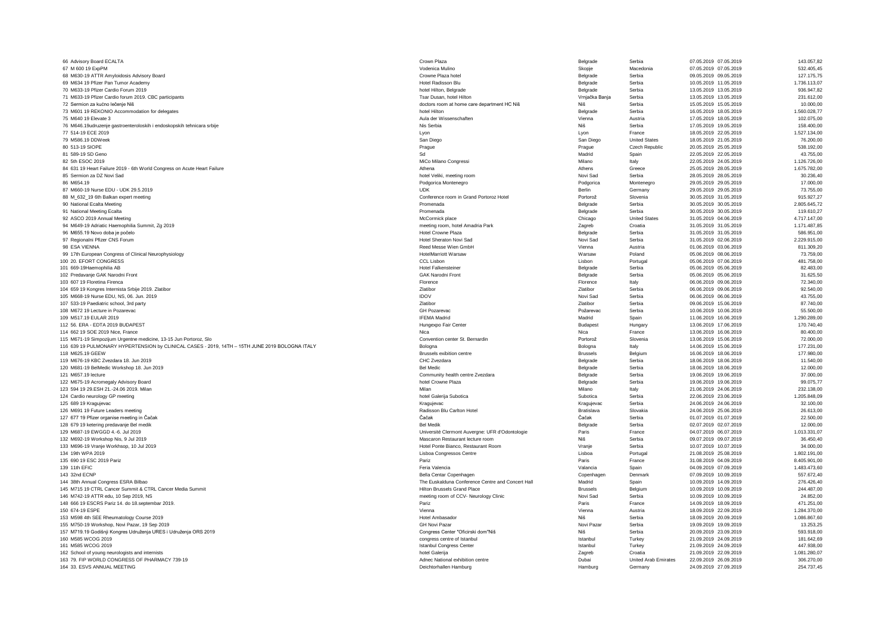| | | | | | | | |
|---|---|---|---|---|---|---|---|
| 66 | Advisory Board ECALTA | Crown Plaza | Belgrade | Serbia | 07.05.2019 | 07.05.2019 | 143.057,82 |
| 67 | M 600 19 ExpPM | Vodenica Mulino | Skopje | Macedonia | 07.05.2019 | 07.05.2019 | 532.405,45 |
| 68 | M630-19 ATTR Amyloidosis Advisory Board | Crowne Plaza hotel | Belgrade | Serbia | 09.05.2019 | 09.05.2019 | 127.175,75 |
| 69 | M634 19 Pfizer Pan Tumor Academy | Hotel Radisson Blu | Belgrade | Serbia | 10.05.2019 | 11.05.2019 | 1.736.113,07 |
| 70 | M633-19 Pfizer Cardio Forum 2019 | hotel Hilton, Belgrade | Belgrade | Serbia | 13.05.2019 | 13.05.2019 | 936.947,82 |
| 71 | M633-19 Pfizer Cardio forum 2019. CBC participants | Tsar Dusan, hotel Hilton | Vrnjačka Banja | Serbia | 13.05.2019 | 13.05.2019 | 231.612,00 |
| 72 | Sermion za kućno lečenje Niš | doctors room at home care department HC Niš | Niš | Serbia | 15.05.2019 | 15.05.2019 | 10.000,00 |
| 73 | M601 19 REKONIO Accommodation for delegates | hotel Hilton | Belgrade | Serbia | 16.05.2019 | 18.05.2019 | 1.560.028,77 |
| 75 | M640 19 Elevate 3 | Aula der Wissenschaften | Vienna | Austria | 17.05.2019 | 18.05.2019 | 102.075,00 |
| 76 | M646.19udruzenje gastroenteroloskih i endoskopskih tehnicara srbije | Nis Serbia | Niš | Serbia | 17.05.2019 | 19.05.2019 | 158.400,00 |
| 77 | 514-19 ECE 2019 | Lyon | Lyon | France | 18.05.2019 | 22.05.2019 | 1.527.134,00 |
| 79 | M586.19 DDWeek | San Diego | San Diego | United States | 18.05.2019 | 21.05.2019 | 76.200,00 |
| 80 | 513-19 SIOPE | Prague | Prague | Czech Republic | 20.05.2019 | 25.05.2019 | 538.192,00 |
| 81 | 589-19 SD Geno | Sd | Madrid | Spain | 22.05.2019 | 22.05.2019 | 43.755,00 |
| 82 | 5th ESOC 2019 | MiCo Milano Congressi | Milano | Italy | 22.05.2019 | 24.05.2019 | 1.126.726,00 |
| 84 | 631 19 Heart Failure 2019 - 6th World Congress on Acute Heart Failure | Athena | Athens | Greece | 25.05.2019 | 28.05.2019 | 1.675.782,00 |
| 85 | Sermion za DZ Novi Sad | hotel Veliki, meeting room | Novi Sad | Serbia | 28.05.2019 | 28.05.2019 | 30.236,40 |
| 86 | M654.19 | Podgorica Montenegro | Podgorica | Montenegro | 29.05.2019 | 29.05.2019 | 17.000,00 |
| 87 | M660-19 Nurse EDU - UDK 29.5.2019 | UDK | Berlin | Germany | 29.05.2019 | 29.05.2019 | 73.755,00 |
| 88 | M_632_19 6th Balkan expert meeting | Conference room in Grand Portoroz Hotel | Portorož | Slovenia | 30.05.2019 | 31.05.2019 | 915.927,27 |
| 90 | National Ecalta Meeting | Promenada | Belgrade | Serbia | 30.05.2019 | 30.05.2019 | 2.805.645,72 |
| 91 | National Meeting Ecalta | Promenada | Belgrade | Serbia | 30.05.2019 | 30.05.2019 | 119.610,27 |
| 92 | ASCO 2019 Annual Meeting | McCormick place | Chicago | United States | 31.05.2019 | 04.06.2019 | 4.717.147,00 |
| 94 | M649-19 Adriatic Haemophilia Summit, Zg 2019 | meeting room, hotel Amadria Park | Zagreb | Croatia | 31.05.2019 | 31.05.2019 | 1.171.487,85 |
| 96 | M655.19 Novo doba je počelo | Hotel Crowne Plaza | Belgrade | Serbia | 31.05.2019 | 31.05.2019 | 586.951,00 |
| 97 | Regionalni Pfizer CNS Forum | Hotel Sheraton Novi Sad | Novi Sad | Serbia | 31.05.2019 | 02.06.2019 | 2.229.915,00 |
| 98 | ESA VIENNA | Reed Messe Wien GmbH | Vienna | Austria | 01.06.2019 | 03.06.2019 | 811.309,20 |
| 99 | 17th European Congress of Clinical Neurophysiology | HotelMarriott Warsaw | Warsaw | Poland | 05.06.2019 | 08.06.2019 | 73.759,00 |
| 100 | 20. EFORT CONGRESS | CCL Lisbon | Lisbon | Portugal | 05.06.2019 | 07.06.2019 | 481.758,00 |
| 101 | 669-19Haemophilia AB | Hotel Falkensteiner | Belgrade | Serbia | 05.06.2019 | 05.06.2019 | 82.483,00 |
| 102 | Predavanje GAK Narodni Front | GAK Narodni Front | Belgrade | Serbia | 05.06.2019 | 05.06.2019 | 31.625,50 |
| 103 | 607 19 Floretina Firenca | Florence | Florence | Italy | 06.06.2019 | 09.06.2019 | 72.340,00 |
| 104 | 659 19 Kongres Internista Srbije 2019. Zlatibor | Zlatibor | Zlatibor | Serbia | 06.06.2019 | 09.06.2019 | 92.540,00 |
| 105 | M668-19 Nurse EDU, NS, 06. Jun. 2019 | IDOV | Novi Sad | Serbia | 06.06.2019 | 06.06.2019 | 43.755,00 |
| 107 | 533-19 Paediatric school, 3rd party | Zlatibor | Zlatibor | Serbia | 09.06.2019 | 15.06.2019 | 87.740,00 |
| 108 | M672 19 Lecture in Pozarevac | GH Pozarevac | Požarevac | Serbia | 10.06.2019 | 10.06.2019 | 55.500,00 |
| 109 | M517.19 EULAR 2019 | IFEMA Madrid | Madrid | Spain | 11.06.2019 | 16.06.2019 | 1.290.289,00 |
| 112 | 56. ERA - EDTA 2019 BUDAPEST | Hungexpo Fair Center | Budapest | Hungary | 13.06.2019 | 17.06.2019 | 170.740,40 |
| 114 | 662 19 SOE 2019 Nice, France | Nica | Nica | France | 13.06.2019 | 16.06.2019 | 80.400,00 |
| 115 | M671-19 Simpozijum Urgentne medicine, 13-15 Jun Portoroz, Slo | Convention center St. Bernardin | Portorož | Slovenia | 13.06.2019 | 15.06.2019 | 72.000,00 |
| 116 | 639 19 PULMONARY HYPERTENSION by CLINICAL CASES - 2019, 14TH – 15TH JUNE 2019 BOLOGNA ITALY | Bologna | Bologna | Italy | 14.06.2019 | 15.06.2019 | 177.231,00 |
| 118 | M625.19 GEEW | Brussels exibition centre | Brussels | Belgium | 16.06.2019 | 18.06.2019 | 177.980,00 |
| 119 | M676-19 KBC Zvezdara 18. Jun 2019 | CHC Zvezdara | Belgrade | Serbia | 18.06.2019 | 18.06.2019 | 11.540,00 |
| 120 | M681-19 BelMedic Workshop 18. Jun 2019 | Bel Medic | Belgrade | Serbia | 18.06.2019 | 18.06.2019 | 12.000,00 |
| 121 | M657.19 lecture | Community health centre Zvezdara | Belgrade | Serbia | 19.06.2019 | 19.06.2019 | 37.000,00 |
| 122 | M675-19 Acromegaly Advisory Board | hotel Crowne Plaza | Belgrade | Serbia | 19.06.2019 | 19.06.2019 | 99.075,77 |
| 123 | 594 19 29.ESH 21.-24.06 2019. Milan | Milan | Milano | Italy | 21.06.2019 | 24.06.2019 | 232.138,00 |
| 124 | Cardio neurology GP meeting | hotel Galerija Subotica | Subotica | Serbia | 22.06.2019 | 23.06.2019 | 1.205.848,09 |
| 125 | 689 19 Kragujevac | Kragujevac | Kragujevac | Serbia | 24.06.2019 | 24.06.2019 | 32.100,00 |
| 126 | M691 19 Future Leaders meeting | Radisson Blu Carlton Hotel | Bratislava | Slovakia | 24.06.2019 | 25.06.2019 | 26.613,00 |
| 127 | 677 19 Pfizer organise meeting in Čačak | Čačak | Čačak | Serbia | 01.07.2019 | 01.07.2019 | 22.500,00 |
| 128 | 679 19 ketering predavanje Bel medik | Bel Medik | Belgrade | Serbia | 02.07.2019 | 02.07.2019 | 12.000,00 |
| 129 | M687-19 EWGGD 4.-6. Jul 2019 | Université Clermont Auvergne: UFR d'Odontologie | Paris | France | 04.07.2019 | 06.07.2019 | 1.013.331,07 |
| 132 | M692-19 Workshop Nis, 9 Jul 2019 | Mascaron Restaurant lecture room | Niš | Serbia | 09.07.2019 | 09.07.2019 | 36.450,40 |
| 133 | M696-19 Vranje Workhsop, 10 Jul 2019 | Hotel Ponte Bianco, Restaurant Room | Vranje | Serbia | 10.07.2019 | 10.07.2019 | 34.000,00 |
| 134 | 19th WPA 2019 | Lisboa Congressos Centre | Lisboa | Portugal | 21.08.2019 | 25.08.2019 | 1.802.191,00 |
| 135 | 690 19 ESC 2019 Pariz | Pariz | Paris | France | 31.08.2019 | 04.09.2019 | 8.405.901,00 |
| 139 | 11th EFIC | Feria Valencia | Valancia | Spain | 04.09.2019 | 07.09.2019 | 1.483.473,60 |
| 143 | 32nd ECNP | Bella Centar Copenhagen | Copenhagen | Denmark | 07.09.2019 | 10.09.2019 | 557.672,40 |
| 144 | 38th Annual Congress ESRA Bilbao | The Euskalduna Conference Centre and Concert Hall | Madrid | Spain | 10.09.2019 | 14.09.2019 | 276.426,40 |
| 145 | M715 19 CTRL Cancer Summit & CTRL Cancer Media Summit | Hilton Brussels Grand Place | Brussels | Belgium | 10.09.2019 | 10.09.2019 | 244.487,00 |
| 146 | M742-19 ATTR edu, 10 Sep 2019, NS | meeting room of CCV- Neurology Clinic | Novi Sad | Serbia | 10.09.2019 | 10.09.2019 | 24.852,00 |
| 148 | 666 19 ESCRS Pariz 14. do 18.septembar 2019. | Pariz | Paris | France | 14.09.2019 | 18.09.2019 | 471.251,00 |
| 150 | 674-19 ESPE | Vienna | Vienna | Austria | 18.09.2019 | 22.09.2019 | 1.284.370,00 |
| 153 | M598 4th SEE Rheumatology Course 2019 | Hotel Ambasador | Niš | Serbia | 18.09.2019 | 20.09.2019 | 1.086.867,60 |
| 155 | M750-19 Workshop, Novi Pazar, 19 Sep 2019 | GH Novi Pazar | Novi Pazar | Serbia | 19.09.2019 | 19.09.2019 | 13.253,25 |
| 157 | M719 19 Godišnji Kongres Udruženja URES i Udruženja ORS 2019 | Congress Center "Oficirski dom"Niš | Niš | Serbia | 20.09.2019 | 23.09.2019 | 593.918,00 |
| 160 | M585 WCOG 2019 | congress centre of Istanbul | Istanbul | Turkey | 21.09.2019 | 24.09.2019 | 181.642,69 |
| 161 | M585 WCOG 2019 | Istanbul Congress Center | Istanbul | Turkey | 21.09.2019 | 24.09.2019 | 447.938,00 |
| 162 | School of young neurologists and internists | hotel Galerija | Zagreb | Croatia | 21.09.2019 | 22.09.2019 | 1.081.280,07 |
| 163 | 79. FIP WORLD CONGRESS OF PHARMACY 739-19 | Adnec National exhibition centre | Dubai | United Arab Emirates | 22.09.2019 | 26.09.2019 | 306.270,00 |
| 164 | 33. ESVS ANNUAL MEETING | Deichtorhallen Hamburg | Hamburg | Germany | 24.09.2019 | 27.09.2019 | 254.737,45 |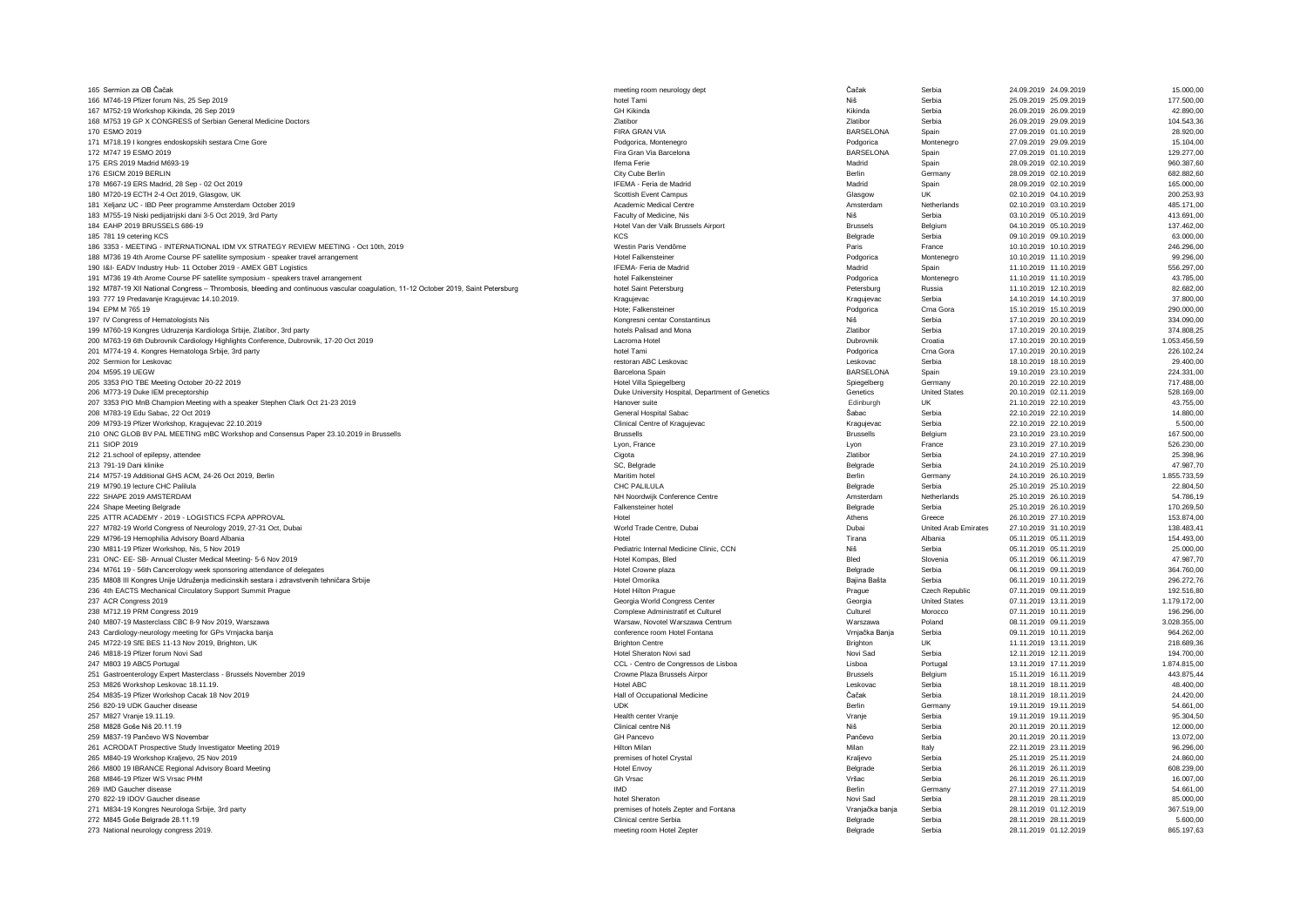| | | | | | | | |
|---|---|---|---|---|---|---|---|
| 165 | Sermion za OB Čačak | meeting room neurology dept | Čačak | Serbia | 24.09.2019 | 24.09.2019 | 15.000,00 |
| 166 | M746-19 Pfizer forum Nis, 25 Sep 2019 | hotel Tami | Niš | Serbia | 25.09.2019 | 25.09.2019 | 177.500,00 |
| 167 | M752-19 Workshop Kikinda, 26 Sep 2019 | GH Kikinda | Kikinda | Serbia | 26.09.2019 | 26.09.2019 | 42.890,00 |
| 168 | M753 19 GP X CONGRESS of Serbian General Medicine Doctors | Zlatibor | Zlatibor | Serbia | 26.09.2019 | 29.09.2019 | 104.543,36 |
| 170 | ESMO 2019 | FIRA GRAN VIA | BARSELONA | Spain | 27.09.2019 | 01.10.2019 | 28.920,00 |
| 171 | M718.19 I kongres endoskopskih sestara Crne Gore | Podgorica, Montenegro | Podgorica | Montenegro | 27.09.2019 | 29.09.2019 | 15.104,00 |
| 172 | M747 19 ESMO 2019 | Fira Gran Via Barcelona | BARSELONA | Spain | 27.09.2019 | 01.10.2019 | 129.277,00 |
| 175 | ERS 2019 Madrid M693-19 | Ifema Ferie | Madrid | Spain | 28.09.2019 | 02.10.2019 | 960.387,60 |
| 176 | ESICM 2019 BERLIN | City Cube Berlin | Berlin | Germany | 28.09.2019 | 02.10.2019 | 682.882,60 |
| 178 | M667-19 ERS Madrid, 28 Sep - 02 Oct 2019 | IFEMA - Feria de Madrid | Madrid | Spain | 28.09.2019 | 02.10.2019 | 165.000,00 |
| 180 | M720-19 ECTH 2-4 Oct 2019, Glasgow, UK | Scottish Event Campus | Glasgow | UK | 02.10.2019 | 04.10.2019 | 200.253,93 |
| 181 | Xeljanz UC - IBD Peer programme Amsterdam October 2019 | Academic Medical Centre | Amsterdam | Netherlands | 02.10.2019 | 03.10.2019 | 485.171,00 |
| 183 | M755-19 Niski pedijatrijski dani 3-5 Oct 2019, 3rd Party | Faculty of Medicine, Nis | Niš | Serbia | 03.10.2019 | 05.10.2019 | 413.691,00 |
| 184 | EAHP 2019 BRUSSELS 686-19 | Hotel Van der Valk Brussels Airport | Brussels | Belgium | 04.10.2019 | 05.10.2019 | 137.462,00 |
| 185 | 781 19 cetering KCS | KCS | Belgrade | Serbia | 09.10.2019 | 09.10.2019 | 63.000,00 |
| 186 | 3353 - MEETING - INTERNATIONAL IDM VX STRATEGY REVIEW MEETING - Oct 10th, 2019 | Westin Paris Vendôme | Paris | France | 10.10.2019 | 10.10.2019 | 246.296,00 |
| 188 | M736 19 4th Arome Course PF satellite symposium - speaker travel arrangement | Hotel Falkensteiner | Podgorica | Montenegro | 10.10.2019 | 11.10.2019 | 99.296,00 |
| 190 | I&I- EADV Industry Hub- 11 October 2019 - AMEX GBT Logistics | IFEMA- Feria de Madrid | Madrid | Spain | 11.10.2019 | 11.10.2019 | 556.297,00 |
| 191 | M736 19 4th Arome Course PF satellite symposium - speakers travel arrangement | hotel Falkensteiner | Podgorica | Montenegro | 11.10.2019 | 11.10.2019 | 43.785,00 |
| 192 | M787-19 XII National Congress – Thrombosis, bleeding and continuous vascular coagulation, 11-12 October 2019, Saint Petersburg | hotel Saint Petersburg | Petersburg | Russia | 11.10.2019 | 12.10.2019 | 82.682,00 |
| 193 | 777 19 Predavanje Kragujevac 14.10.2019. | Kragujevac | Kragujevac | Serbia | 14.10.2019 | 14.10.2019 | 37.800,00 |
| 194 | EPM M 765 19 | Hote; Falkensteiner | Podgorica | Crna Gora | 15.10.2019 | 15.10.2019 | 290.000,00 |
| 197 | IV Congress of Hematologists Nis | Kongresni centar Constantinus | Niš | Serbia | 17.10.2019 | 20.10.2019 | 334.090,00 |
| 199 | M760-19 Kongres Udruzenja Kardiologa Srbije, Zlatibor, 3rd party | hotels Palisad and Mona | Zlatibor | Serbia | 17.10.2019 | 20.10.2019 | 374.808,25 |
| 200 | M763-19 6th Dubrovnik Cardiology Highlights Conference, Dubrovnik, 17-20 Oct 2019 | Lacroma Hotel | Dubrovnik | Croatia | 17.10.2019 | 20.10.2019 | 1.053.456,59 |
| 201 | M774-19 4. Kongres Hematologa Srbije, 3rd party | hotel Tami | Podgorica | Crna Gora | 17.10.2019 | 20.10.2019 | 226.102,24 |
| 202 | Sermion for Leskovac | restoran ABC Leskovac | Leskovac | Serbia | 18.10.2019 | 18.10.2019 | 29.400,00 |
| 204 | M595.19 UEGW | Barcelona Spain | BARSELONA | Spain | 19.10.2019 | 23.10.2019 | 224.331,00 |
| 205 | 3353 PIO TBE Meeting October 20-22 2019 | Hotel Villa Spiegelberg | Spiegelberg | Germany | 20.10.2019 | 22.10.2019 | 717.488,00 |
| 206 | M773-19 Duke IEM preceptorship | Duke University Hospital, Department of Genetics | Genetics | United States | 20.10.2019 | 02.11.2019 | 528.169,00 |
| 207 | 3353 PIO MnB Champion Meeting with a speaker Stephen Clark Oct 21-23 2019 | Hanover suite | Edinburgh | UK | 21.10.2019 | 22.10.2019 | 43.755,00 |
| 208 | M783-19 Edu Sabac, 22 Oct 2019 | General Hospital Sabac | Šabac | Serbia | 22.10.2019 | 22.10.2019 | 14.880,00 |
| 209 | M793-19 Pfizer Workshop, Kragujevac 22.10.2019 | Clinical Centre of Kragujevac | Kragujevac | Serbia | 22.10.2019 | 22.10.2019 | 5.500,00 |
| 210 | ONC GLOB BV PAL MEETING mBC Workshop and Consensus Paper 23.10.2019 in Brussells | Brussells | Brussels | Belgium | 23.10.2019 | 23.10.2019 | 167.500,00 |
| 211 | SIOP 2019 | Lyon, France | Lyon | France | 23.10.2019 | 27.10.2019 | 526.230,00 |
| 212 | 21.school of epilepsy, attendee | Cigota | Zlatibor | Serbia | 24.10.2019 | 27.10.2019 | 25.398,96 |
| 213 | 791-19 Dani klinike | SC, Belgrade | Belgrade | Serbia | 24.10.2019 | 25.10.2019 | 47.987,70 |
| 214 | M757-19 Additional GHS ACM, 24-26 Oct 2019, Berlin | Maritim hotel | Berlin | Germany | 24.10.2019 | 26.10.2019 | 1.855.733,59 |
| 219 | M790.19 lecture CHC Palilula | CHC PALILULA | Belgrade | Serbia | 25.10.2019 | 25.10.2019 | 22.804,50 |
| 222 | SHAPE 2019 AMSTERDAM | NH Noordwijk Conference Centre | Amsterdam | Netherlands | 25.10.2019 | 26.10.2019 | 54.786,19 |
| 224 | Shape Meeting Belgrade | Falkensteiner hotel | Belgrade | Serbia | 25.10.2019 | 26.10.2019 | 170.269,50 |
| 225 | ATTR ACADEMY - 2019 - LOGISTICS FCPA APPROVAL | Hotel | Athens | Greece | 26.10.2019 | 27.10.2019 | 153.874,00 |
| 227 | M782-19 World Congress of Neurology 2019, 27-31 Oct, Dubai | World Trade Centre, Dubai | Dubai | United Arab Emirates | 27.10.2019 | 31.10.2019 | 138.483,41 |
| 229 | M796-19 Hemophilia Advisory Board Albania | Hotel | Tirana | Albania | 05.11.2019 | 05.11.2019 | 154.493,00 |
| 230 | M811-19 Pfizer Workshop, Nis, 5 Nov 2019 | Pediatric Internal Medicine Clinic, CCN | Niš | Serbia | 05.11.2019 | 05.11.2019 | 25.000,00 |
| 231 | ONC- EE- SB- Annual Cluster Medical Meeting- 5-6 Nov 2019 | Hotel Kompas, Bled | Bled | Slovenia | 05.11.2019 | 06.11.2019 | 47.987,70 |
| 234 | M761 19 - 56th Cancerology week sponsoring attendance of delegates | Hotel Crowne plaza | Belgrade | Serbia | 06.11.2019 | 09.11.2019 | 364.760,00 |
| 235 | M808 III Kongres Unije Udruženja medicinskih sestara i zdravstvenih tehničara Srbije | Hotel Omorika | Bajina Bašta | Serbia | 06.11.2019 | 10.11.2019 | 296.272,76 |
| 236 | 4th EACTS Mechanical Circulatory Support Summit Prague | Hotel Hilton Prague | Prague | Czech Republic | 07.11.2019 | 09.11.2019 | 192.516,80 |
| 237 | ACR Congress 2019 | Georgia World Congress Center | Georgia | United States | 07.11.2019 | 13.11.2019 | 1.179.172,00 |
| 238 | M712.19 PRM Congress 2019 | Complexe Administratif et Culturel | Culturel | Morocco | 07.11.2019 | 10.11.2019 | 196.296,00 |
| 240 | M807-19 Masterclass CBC 8-9 Nov 2019, Warszawa | Warsaw, Novotel Warszawa Centrum | Warszawa | Poland | 08.11.2019 | 09.11.2019 | 3.028.355,00 |
| 243 | Cardiology-neurology meeting for GPs Vrnjacka banja | conference room Hotel Fontana | Vrnjačka Banja | Serbia | 09.11.2019 | 10.11.2019 | 964.262,00 |
| 245 | M722-19 SfE BES 11-13 Nov 2019, Brighton, UK | Brighton Centre | Brighton | UK | 11.11.2019 | 13.11.2019 | 218.689,36 |
| 246 | M818-19 Pfizer forum Novi Sad | Hotel Sheraton Novi sad | Novi Sad | Serbia | 12.11.2019 | 12.11.2019 | 194.700,00 |
| 247 | M803 19 ABC5 Portugal | CCL - Centro de Congressos de Lisboa | Lisboa | Portugal | 13.11.2019 | 17.11.2019 | 1.874.815,00 |
| 251 | Gastroenterology Expert Masterclass - Brussels November 2019 | Crowne Plaza Brussels Airpor | Brussels | Belgium | 15.11.2019 | 16.11.2019 | 443.875,44 |
| 253 | M826 Workshop Leskovac 18.11.19. | Hotel ABC | Leskovac | Serbia | 18.11.2019 | 18.11.2019 | 48.400,00 |
| 254 | M835-19 Pfizer Workshop Cacak 18 Nov 2019 | Hall of Occupational Medicine | Čačak | Serbia | 18.11.2019 | 18.11.2019 | 24.420,00 |
| 256 | 820-19 UDK Gaucher disease | UDK | Berlin | Germany | 19.11.2019 | 19.11.2019 | 54.661,00 |
| 257 | M827 Vranje 19.11.19. | Health center Vranje | Vranje | Serbia | 19.11.2019 | 19.11.2019 | 95.304,50 |
| 258 | M828 Goše Niš 20.11.19 | Clinical centre Niš | Niš | Serbia | 20.11.2019 | 20.11.2019 | 12.000,00 |
| 259 | M837-19 Pančevo WS Novembar | GH Pancevo | Pančevo | Serbia | 20.11.2019 | 20.11.2019 | 13.072,00 |
| 261 | ACRODAT Prospective Study Investigator Meeting 2019 | Hilton Milan | Milan | Italy | 22.11.2019 | 23.11.2019 | 96.296,00 |
| 265 | M840-19 Workshop Kraljevo, 25 Nov 2019 | premises of hotel Crystal | Kraljevo | Serbia | 25.11.2019 | 25.11.2019 | 24.860,00 |
| 266 | M800 19 IBRANCE Regional Advisory Board Meeting | Hotel Envoy | Belgrade | Serbia | 26.11.2019 | 26.11.2019 | 608.239,00 |
| 268 | M846-19 Pfizer WS Vrsac PHM | Gh Vrsac | Vršac | Serbia | 26.11.2019 | 26.11.2019 | 16.007,00 |
| 269 | IMD Gaucher disease | IMD | Berlin | Germany | 27.11.2019 | 27.11.2019 | 54.661,00 |
| 270 | 822-19 IDOV Gaucher disease | hotel Sheraton | Novi Sad | Serbia | 28.11.2019 | 28.11.2019 | 85.000,00 |
| 271 | M834-19 Kongres Neurologa Srbije, 3rd party | premises of hotels Zepter and Fontana | Vranjačka banja | Serbia | 28.11.2019 | 01.12.2019 | 367.519,00 |
| 272 | M845 Goše Belgrade 28.11.19 | Clinical centre Serbia | Belgrade | Serbia | 28.11.2019 | 28.11.2019 | 5.600,00 |
| 273 | National neurology congress 2019. | meeting room Hotel Zepter | Belgrade | Serbia | 28.11.2019 | 01.12.2019 | 865.197,63 |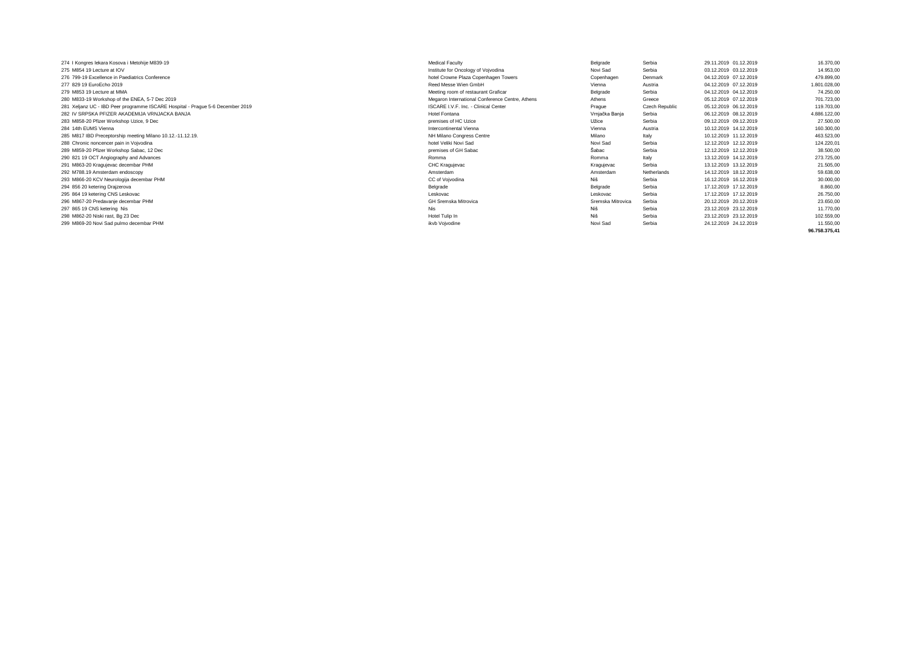| | | | | | | | |
|---|---|---|---|---|---|---|---|
| 274 | I Kongres lekara Kosova i Metohije M839-19 | Medical Faculty | Belgrade | Serbia | 29.11.2019 | 01.12.2019 | 16.370,00 |
| 275 | M854 19 Lecture at IOV | Institute for Oncology of Vojvodina | Novi Sad | Serbia | 03.12.2019 | 03.12.2019 | 14.953,00 |
| 276 | 799-19 Excellence in Paediatrics Conference | hotel Crowne Plaza Copenhagen Towers | Copenhagen | Denmark | 04.12.2019 | 07.12.2019 | 479.899,00 |
| 277 | 829 19 EuroEcho 2019 | Reed Messe Wien GmbH | Vienna | Austria | 04.12.2019 | 07.12.2019 | 1.801.028,00 |
| 279 | M853 19 Lecture at MMA | Meeting room of restaurant Graficar | Belgrade | Serbia | 04.12.2019 | 04.12.2019 | 74.250,00 |
| 280 | M833-19 Workshop of the ENEA, 5-7 Dec 2019 | Megaron International Conference Centre, Athens | Athens | Greece | 05.12.2019 | 07.12.2019 | 701.723,00 |
| 281 | Xeljanz UC - IBD Peer programme ISCARE Hospital - Prague 5-6 December 2019 | ISCARE I.V.F. Inc. - Clinical Center | Prague | Czech Republic | 05.12.2019 | 06.12.2019 | 119.703,00 |
| 282 | IV SRPSKA PFIZER AKADEMIJA VRNJACKA BANJA | Hotel Fontana | Vrnjačka Banja | Serbia | 06.12.2019 | 08.12.2019 | 4.886.122,00 |
| 283 | M858-20 Pfizer Workshop Uzice, 9 Dec | premises of HC Uzice | Užice | Serbia | 09.12.2019 | 09.12.2019 | 27.500,00 |
| 284 | 14th EUMS Vienna | Intercontinental Vienna | Vienna | Austria | 10.12.2019 | 14.12.2019 | 160.300,00 |
| 285 | M817 IBD Preceptorship meeting Milano 10.12.-11.12.19. | NH Milano Congress Centre | Milano | Italy | 10.12.2019 | 11.12.2019 | 463.523,00 |
| 288 | Chronic noncencer pain in Vojvodina | hotel Veliki Novi Sad | Novi Sad | Serbia | 12.12.2019 | 12.12.2019 | 124.220,01 |
| 289 | M859-20 Pfizer Workshop Sabac, 12 Dec | premises of GH Sabac | Šabac | Serbia | 12.12.2019 | 12.12.2019 | 38.500,00 |
| 290 | 821 19 OCT Angiography and Advances | Romma | Romma | Italy | 13.12.2019 | 14.12.2019 | 273.725,00 |
| 291 | M863-20 Kragujevac decembar PHM | CHC Kragujevac | Kragujevac | Serbia | 13.12.2019 | 13.12.2019 | 21.505,00 |
| 292 | M788.19 Amsterdam endoscopy | Amsterdam | Amsterdam | Netherlands | 14.12.2019 | 18.12.2019 | 59.638,00 |
| 293 | M866-20 KCV Neurologija decembar PHM | CC of Vojvodina | Niš | Serbia | 16.12.2019 | 16.12.2019 | 30.000,00 |
| 294 | 856 20 ketering Drajzerova | Belgrade | Belgrade | Serbia | 17.12.2019 | 17.12.2019 | 8.860,00 |
| 295 | 864 19 ketering CNS Leskovac | Leskovac | Leskovac | Serbia | 17.12.2019 | 17.12.2019 | 26.750,00 |
| 296 | M867-20 Predavanje decembar PHM | GH Sremska Mitrovica | Sremska Mitrovica | Serbia | 20.12.2019 | 20.12.2019 | 23.650,00 |
| 297 | 865 19 CNS ketering Nis | Nis | Niš | Serbia | 23.12.2019 | 23.12.2019 | 11.770,00 |
| 298 | M862-20 Niski rast, Bg 23 Dec | Hotel Tulip In | Niš | Serbia | 23.12.2019 | 23.12.2019 | 102.559,00 |
| 299 | M869-20 Novi Sad pulmo decembar PHM | ikvb Vojvodine | Novi Sad | Serbia | 24.12.2019 | 24.12.2019 | 11.550,00 |
| | | | | | | | **96.758.375,41** |